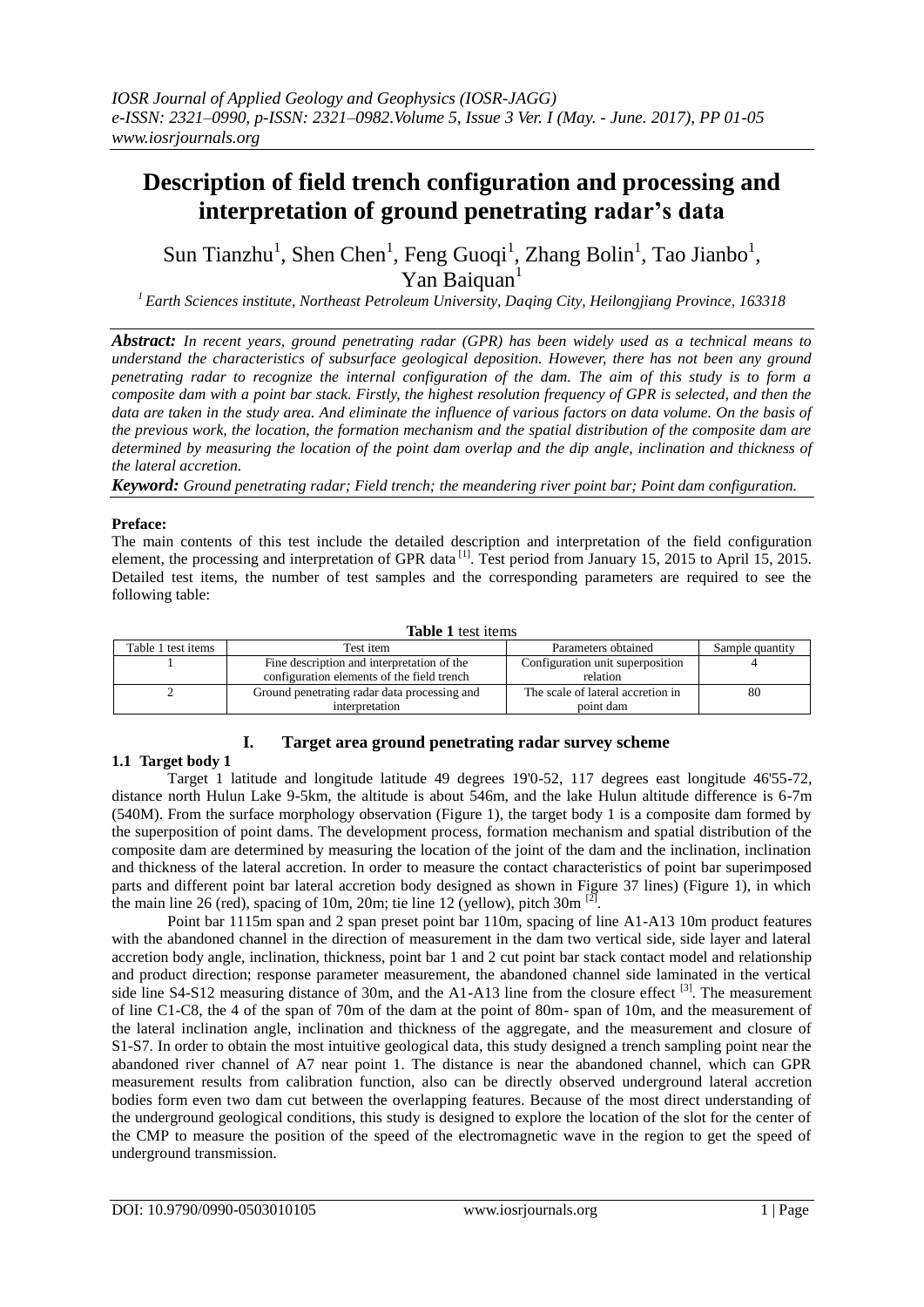*IOSR Journal of Applied Geology and Geophysics (IOSR-JAGG)*
*e-ISSN: 2321–0990, p-ISSN: 2321–0982.Volume 5, Issue 3 Ver. I (May. - June. 2017), PP 01-05*
*www.iosrjournals.org*

# Description of field trench configuration and processing and interpretation of ground penetrating radar's data

Sun Tianzhu[1], Shen Chen[1], Feng Guoqi[1], Zhang Bolin[1], Tao Jianbo[1], Yan Baiquan[1]

*[1] Earth Sciences institute, Northeast Petroleum University, Daqing City, Heilongjiang Province, 163318*

***Abstract:*** *In recent years, ground penetrating radar (GPR) has been widely used as a technical means to understand the characteristics of subsurface geological deposition. However, there has not been any ground penetrating radar to recognize the internal configuration of the dam. The aim of this study is to form a composite dam with a point bar stack. Firstly, the highest resolution frequency of GPR is selected, and then the data are taken in the study area. And eliminate the influence of various factors on data volume. On the basis of the previous work, the location, the formation mechanism and the spatial distribution of the composite dam are determined by measuring the location of the point dam overlap and the dip angle, inclination and thickness of the lateral accretion.*

***Keyword:*** *Ground penetrating radar; Field trench; the meandering river point bar; Point dam configuration.*

**Preface:**

The main contents of this test include the detailed description and interpretation of the field configuration element, the processing and interpretation of GPR data [1]. Test period from January 15, 2015 to April 15, 2015. Detailed test items, the number of test samples and the corresponding parameters are required to see the following table:

**Table 1** test items

| Table 1 test items | Test item | Parameters obtained | Sample quantity |
|---|---|---|---|
| 1 | Fine description and interpretation of the configuration elements of the field trench | Configuration unit superposition relation | 4 |
| 2 | Ground penetrating radar data processing and interpretation | The scale of lateral accretion in point dam | 80 |

## I. Target area ground penetrating radar survey scheme

### 1.1 Target body 1

Target 1 latitude and longitude latitude 49 degrees 19'0-52, 117 degrees east longitude 46'55-72, distance north Hulun Lake 9-5km, the altitude is about 546m, and the lake Hulun altitude difference is 6-7m (540M). From the surface morphology observation (Figure 1), the target body 1 is a composite dam formed by the superposition of point dams. The development process, formation mechanism and spatial distribution of the composite dam are determined by measuring the location of the joint of the dam and the inclination, inclination and thickness of the lateral accretion. In order to measure the contact characteristics of point bar superimposed parts and different point bar lateral accretion body designed as shown in Figure 37 lines) (Figure 1), in which the main line 26 (red), spacing of 10m, 20m; tie line 12 (yellow), pitch 30m [2].

Point bar 1115m span and 2 span preset point bar 110m, spacing of line A1-A13 10m product features with the abandoned channel in the direction of measurement in the dam two vertical side, side layer and lateral accretion body angle, inclination, thickness, point bar 1 and 2 cut point bar stack contact model and relationship and product direction; response parameter measurement, the abandoned channel side laminated in the vertical side line S4-S12 measuring distance of 30m, and the A1-A13 line from the closure effect [3]. The measurement of line C1-C8, the 4 of the span of 70m of the dam at the point of 80m- span of 10m, and the measurement of the lateral inclination angle, inclination and thickness of the aggregate, and the measurement and closure of S1-S7. In order to obtain the most intuitive geological data, this study designed a trench sampling point near the abandoned river channel of A7 near point 1. The distance is near the abandoned channel, which can GPR measurement results from calibration function, also can be directly observed underground lateral accretion bodies form even two dam cut between the overlapping features. Because of the most direct understanding of the underground geological conditions, this study is designed to explore the location of the slot for the center of the CMP to measure the position of the speed of the electromagnetic wave in the region to get the speed of underground transmission.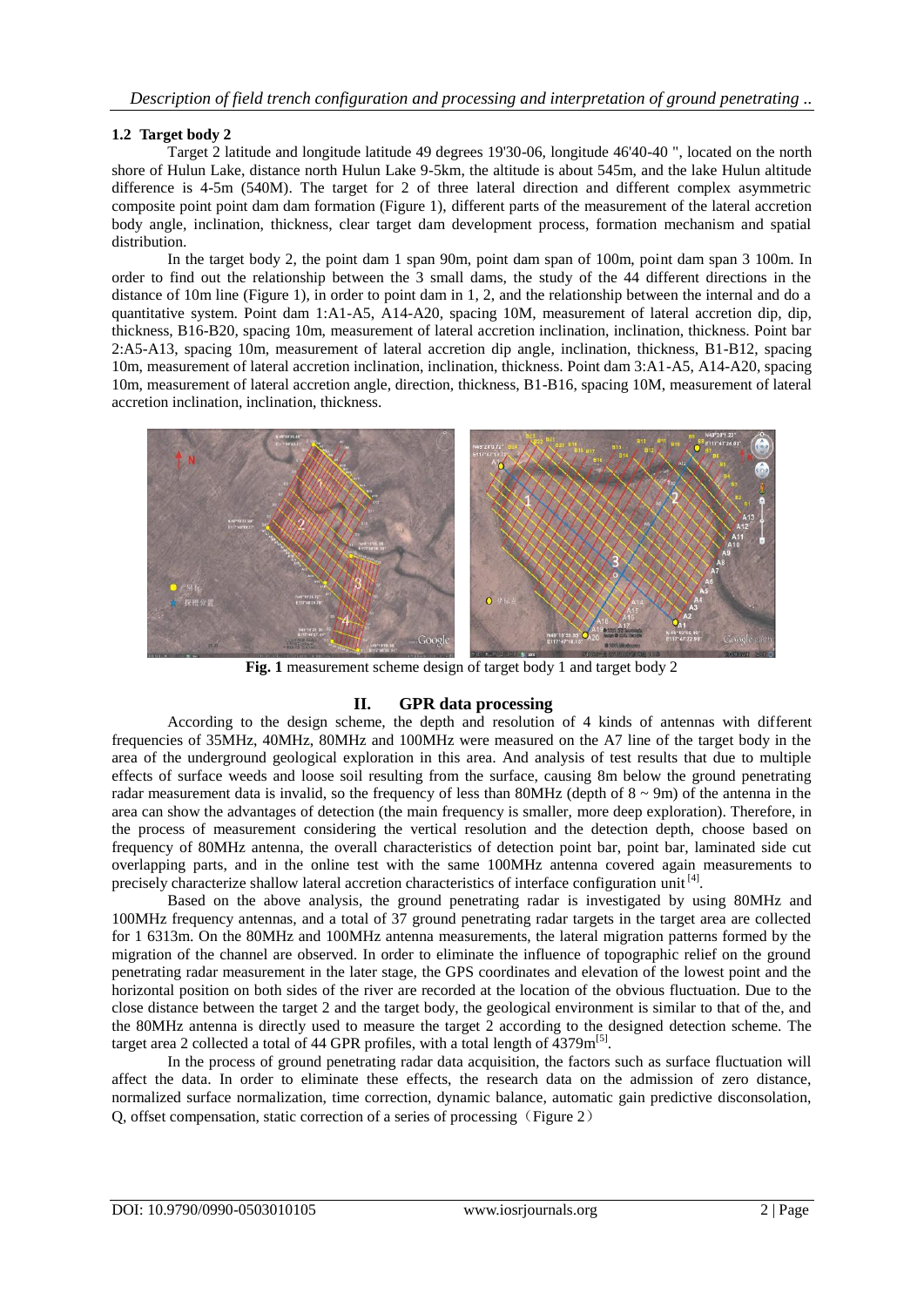### 1.2 Target body 2

Target 2 latitude and longitude latitude 49 degrees 19'30-06, longitude 46'40-40 ", located on the north shore of Hulun Lake, distance north Hulun Lake 9-5km, the altitude is about 545m, and the lake Hulun altitude difference is 4-5m (540M). The target for 2 of three lateral direction and different complex asymmetric composite point point dam dam formation (Figure 1), different parts of the measurement of the lateral accretion body angle, inclination, thickness, clear target dam development process, formation mechanism and spatial distribution.

In the target body 2, the point dam 1 span 90m, point dam span of 100m, point dam span 3 100m. In order to find out the relationship between the 3 small dams, the study of the 44 different directions in the distance of 10m line (Figure 1), in order to point dam in 1, 2, and the relationship between the internal and do a quantitative system. Point dam 1:A1-A5, A14-A20, spacing 10M, measurement of lateral accretion dip, dip, thickness, B16-B20, spacing 10m, measurement of lateral accretion inclination, inclination, thickness. Point bar 2:A5-A13, spacing 10m, measurement of lateral accretion dip angle, inclination, thickness, B1-B12, spacing 10m, measurement of lateral accretion inclination, inclination, thickness. Point dam 3:A1-A5, A14-A20, spacing 10m, measurement of lateral accretion angle, direction, thickness, B1-B16, spacing 10M, measurement of lateral accretion inclination, inclination, thickness.

**Fig. 1** measurement scheme design of target body 1 and target body 2

## II. GPR data processing

According to the design scheme, the depth and resolution of 4 kinds of antennas with different frequencies of 35MHz, 40MHz, 80MHz and 100MHz were measured on the A7 line of the target body in the area of the underground geological exploration in this area. And analysis of test results that due to multiple effects of surface weeds and loose soil resulting from the surface, causing 8m below the ground penetrating radar measurement data is invalid, so the frequency of less than 80MHz (depth of 8 ~ 9m) of the antenna in the area can show the advantages of detection (the main frequency is smaller, more deep exploration). Therefore, in the process of measurement considering the vertical resolution and the detection depth, choose based on frequency of 80MHz antenna, the overall characteristics of detection point bar, point bar, laminated side cut overlapping parts, and in the online test with the same 100MHz antenna covered again measurements to precisely characterize shallow lateral accretion characteristics of interface configuration unit [4].

Based on the above analysis, the ground penetrating radar is investigated by using 80MHz and 100MHz frequency antennas, and a total of 37 ground penetrating radar targets in the target area are collected for 1 6313m. On the 80MHz and 100MHz antenna measurements, the lateral migration patterns formed by the migration of the channel are observed. In order to eliminate the influence of topographic relief on the ground penetrating radar measurement in the later stage, the GPS coordinates and elevation of the lowest point and the horizontal position on both sides of the river are recorded at the location of the obvious fluctuation. Due to the close distance between the target 2 and the target body, the geological environment is similar to that of the, and the 80MHz antenna is directly used to measure the target 2 according to the designed detection scheme. The target area 2 collected a total of 44 GPR profiles, with a total length of 4379m[5].

In the process of ground penetrating radar data acquisition, the factors such as surface fluctuation will affect the data. In order to eliminate these effects, the research data on the admission of zero distance, normalized surface normalization, time correction, dynamic balance, automatic gain predictive disconsolation, Q, offset compensation, static correction of a series of processing（Figure 2）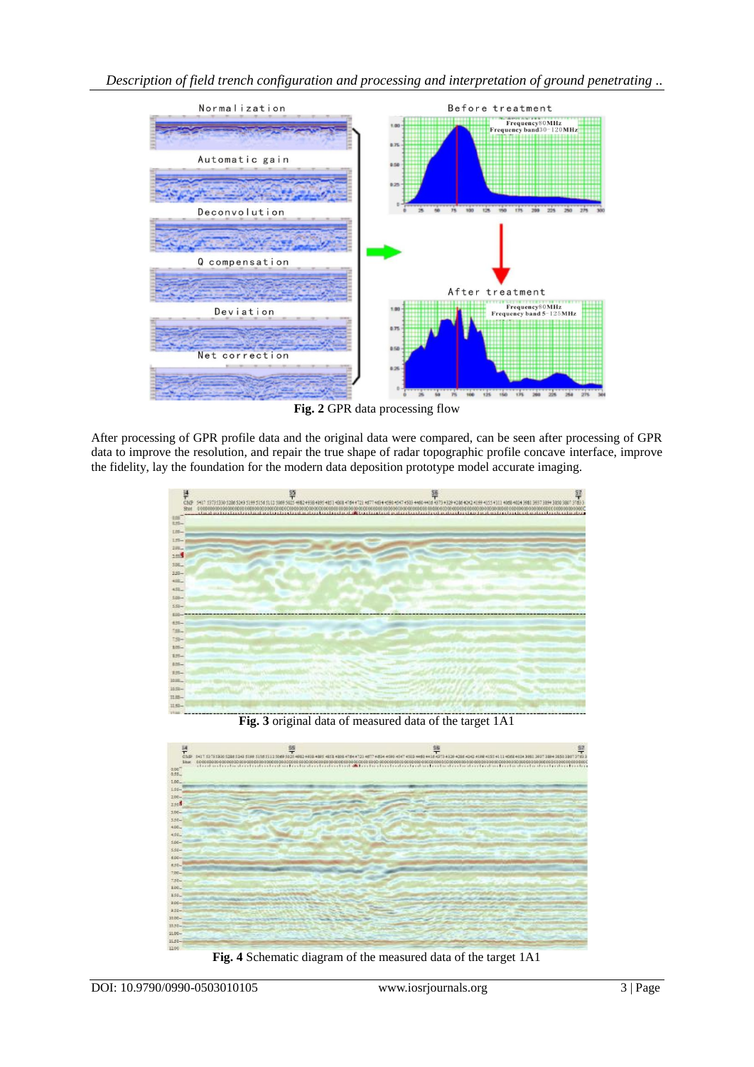**Fig. 2** GPR data processing flow

After processing of GPR profile data and the original data were compared, can be seen after processing of GPR data to improve the resolution, and repair the true shape of radar topographic profile concave interface, improve the fidelity, lay the foundation for the modern data deposition prototype model accurate imaging.

**Fig. 3** original data of measured data of the target 1A1

**Fig. 4** Schematic diagram of the measured data of the target 1A1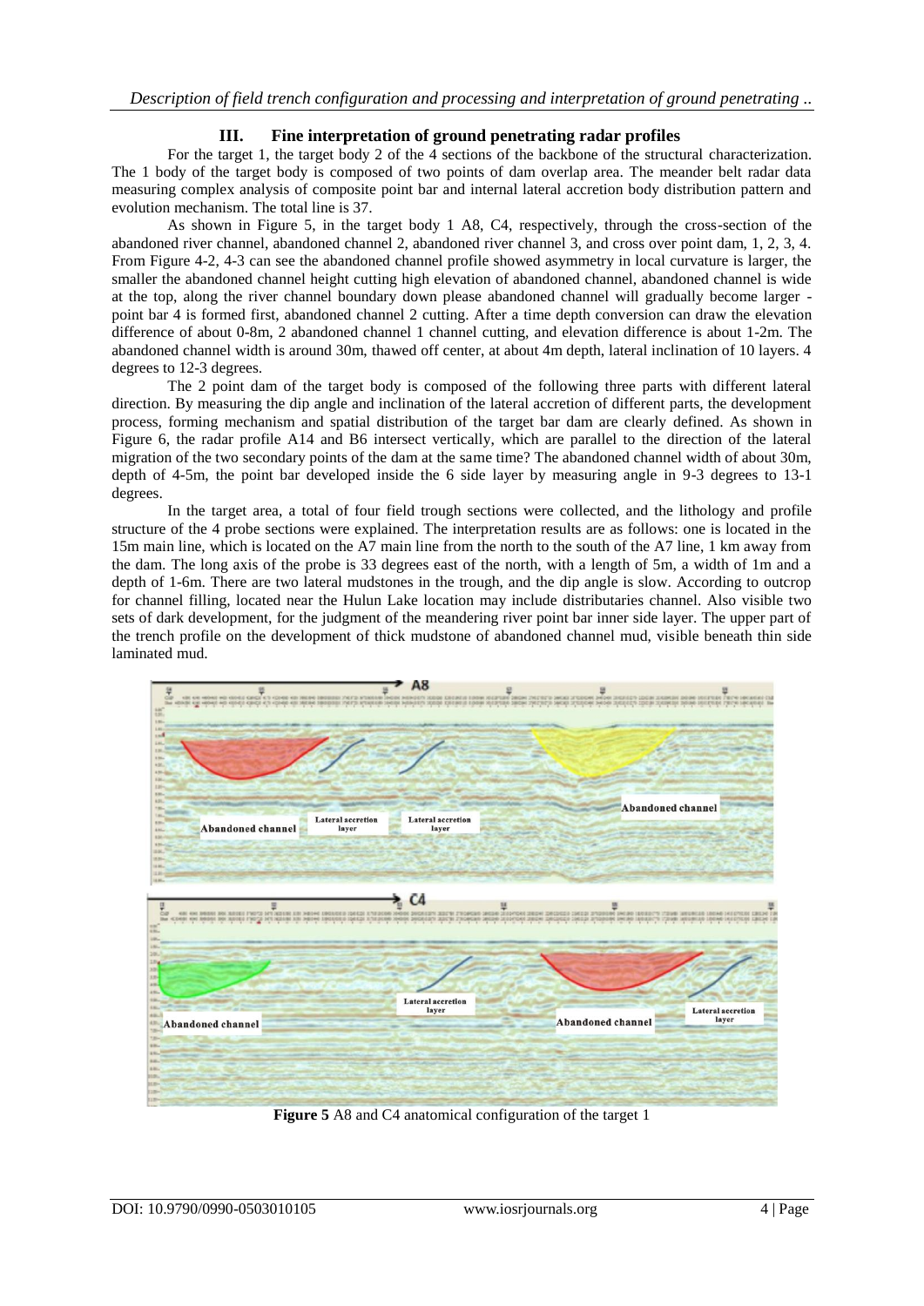## III. Fine interpretation of ground penetrating radar profiles

For the target 1, the target body 2 of the 4 sections of the backbone of the structural characterization. The 1 body of the target body is composed of two points of dam overlap area. The meander belt radar data measuring complex analysis of composite point bar and internal lateral accretion body distribution pattern and evolution mechanism. The total line is 37.

As shown in Figure 5, in the target body 1 A8, C4, respectively, through the cross-section of the abandoned river channel, abandoned channel 2, abandoned river channel 3, and cross over point dam, 1, 2, 3, 4. From Figure 4-2, 4-3 can see the abandoned channel profile showed asymmetry in local curvature is larger, the smaller the abandoned channel height cutting high elevation of abandoned channel, abandoned channel is wide at the top, along the river channel boundary down please abandoned channel will gradually become larger - point bar 4 is formed first, abandoned channel 2 cutting. After a time depth conversion can draw the elevation difference of about 0-8m, 2 abandoned channel 1 channel cutting, and elevation difference is about 1-2m. The abandoned channel width is around 30m, thawed off center, at about 4m depth, lateral inclination of 10 layers. 4 degrees to 12-3 degrees.

The 2 point dam of the target body is composed of the following three parts with different lateral direction. By measuring the dip angle and inclination of the lateral accretion of different parts, the development process, forming mechanism and spatial distribution of the target bar dam are clearly defined. As shown in Figure 6, the radar profile A14 and B6 intersect vertically, which are parallel to the direction of the lateral migration of the two secondary points of the dam at the same time? The abandoned channel width of about 30m, depth of 4-5m, the point bar developed inside the 6 side layer by measuring angle in 9-3 degrees to 13-1 degrees.

In the target area, a total of four field trough sections were collected, and the lithology and profile structure of the 4 probe sections were explained. The interpretation results are as follows: one is located in the 15m main line, which is located on the A7 main line from the north to the south of the A7 line, 1 km away from the dam. The long axis of the probe is 33 degrees east of the north, with a length of 5m, a width of 1m and a depth of 1-6m. There are two lateral mudstones in the trough, and the dip angle is slow. According to outcrop for channel filling, located near the Hulun Lake location may include distributaries channel. Also visible two sets of dark development, for the judgment of the meandering river point bar inner side layer. The upper part of the trench profile on the development of thick mudstone of abandoned channel mud, visible beneath thin side laminated mud.

**Figure 5** A8 and C4 anatomical configuration of the target 1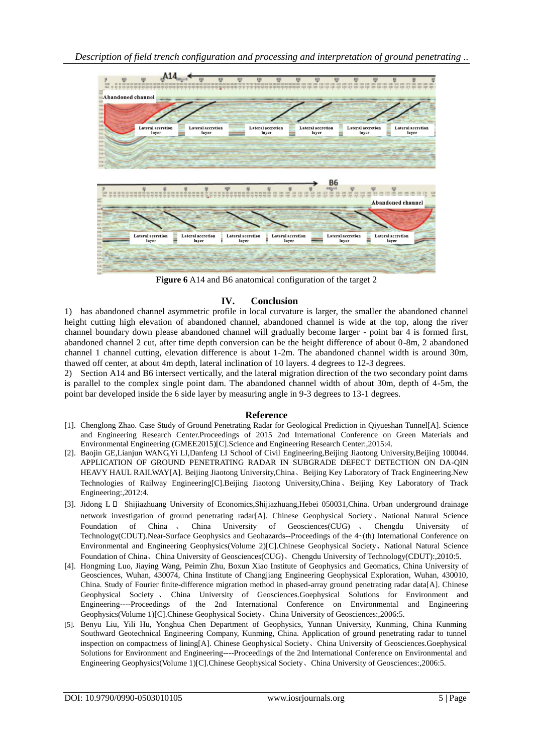Abandoned channel

Lateral accretion layer

Lateral accretion layer

Lateral accretion layer

Lateral accretion layer

Lateral accretion layer

Lateral accretion layer

A14

B6

Abandoned channel

Lateral accretion layer

Lateral accretion layer

Lateral accretion layer

Lateral accretion layer

Lateral accretion layer

Lateral accretion layer

**Figure 6** A14 and B6 anatomical configuration of the target 2

## IV. Conclusion

1) has abandoned channel asymmetric profile in local curvature is larger, the smaller the abandoned channel height cutting high elevation of abandoned channel, abandoned channel is wide at the top, along the river channel boundary down please abandoned channel will gradually become larger - point bar 4 is formed first, abandoned channel 2 cut, after time depth conversion can be the height difference of about 0-8m, 2 abandoned channel 1 channel cutting, elevation difference is about 1-2m. The abandoned channel width is around 30m, thawed off center, at about 4m depth, lateral inclination of 10 layers. 4 degrees to 12-3 degrees.

2) Section A14 and B6 intersect vertically, and the lateral migration direction of the two secondary point dams is parallel to the complex single point dam. The abandoned channel width of about 30m, depth of 4-5m, the point bar developed inside the 6 side layer by measuring angle in 9-3 degrees to 13-1 degrees.

## Reference

[1]. Chenglong Zhao. Case Study of Ground Penetrating Radar for Geological Prediction in Qiyueshan Tunnel[A]. Science and Engineering Research Center.Proceedings of 2015 2nd International Conference on Green Materials and Environmental Engineering (GMEE2015)[C].Science and Engineering Research Center:,2015:4.

[2]. Baojin GE,Lianjun WANG,Yi LI,Danfeng LI School of Civil Engineering,Beijing Jiaotong University,Beijing 100044. APPLICATION OF GROUND PENETRATING RADAR IN SUBGRADE DEFECT DETECTION ON DA-QIN HEAVY HAUL RAILWAY[A]. Beijing Jiaotong University,China、Beijing Key Laboratory of Track Engineering.New Technologies of Railway Engineering[C].Beijing Jiaotong University,China、Beijing Key Laboratory of Track Engineering:,2012:4.

[3]. Jidong L  Shijiazhuang University of Economics,Shijiazhuang,Hebei 050031,China. Urban underground drainage network investigation of ground penetrating radar[A]. Chinese Geophysical Society、National Natural Science Foundation of China 、 China University of Geosciences(CUG) 、 Chengdu University of Technology(CDUT).Near-Surface Geophysics and Geohazards--Proceedings of the 4~(th) International Conference on Environmental and Engineering Geophysics(Volume 2)[C].Chinese Geophysical Society、National Natural Science Foundation of China、China University of Geosciences(CUG)、Chengdu University of Technology(CDUT):,2010:5.

[4]. Hongming Luo, Jiaying Wang, Peimin Zhu, Boxun Xiao Institute of Geophysics and Geomatics, China University of Geosciences, Wuhan, 430074, China Institute of Changjiang Engineering Geophysical Exploration, Wuhan, 430010, China. Study of Fourier finite-difference migration method in phased-array ground penetrating radar data[A]. Chinese Geophysical Society 、 China University of Geosciences.Goephysical Solutions for Environment and Engineering----Proceedings of the 2nd International Conference on Environmental and Engineering Geophysics(Volume 1)[C].Chinese Geophysical Society、China University of Geosciences:,2006:5.

[5]. Benyu Liu, Yili Hu, Yonghua Chen Department of Geophysics, Yunnan University, Kunming, China Kunming Southward Geotechnical Engineering Company, Kunming, China. Application of ground penetrating radar to tunnel inspection on compactness of lining[A]. Chinese Geophysical Society、China University of Geosciences.Goephysical Solutions for Environment and Engineering----Proceedings of the 2nd International Conference on Environmental and Engineering Geophysics(Volume 1)[C].Chinese Geophysical Society、China University of Geosciences:,2006:5.